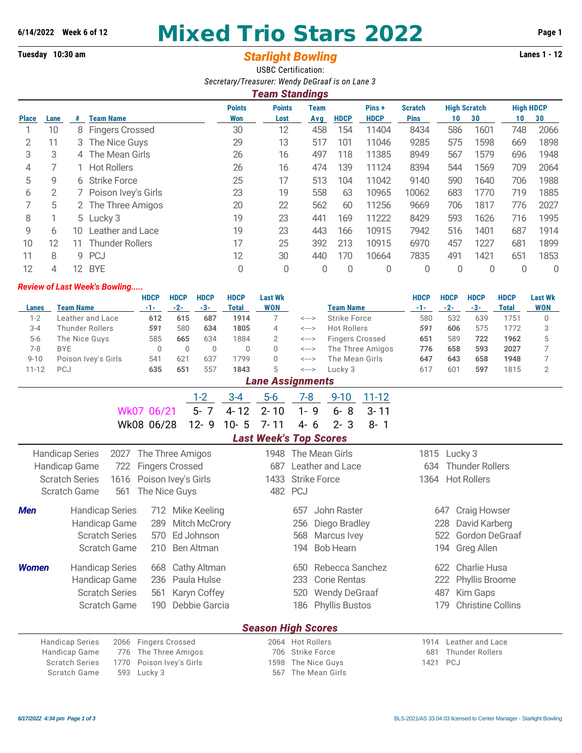6/14/2022 Week 6 of 12

# Mixed Trio Stars 2022

Tuesday 10:30 am

## *Starlight Bowling*

Lanes 1 - 12

USBC Certification:

*Secretary/Treasurer: Wendy DeGraaf is on Lane 3*

### *Team Standings*

| Place | Lane | # | Team Name | Points Won | Points Lost | Team Avg | HDCP | Pins + HDCP | Scratch Pins | High Scratch 10 | High Scratch 30 | High HDCP 10 | High HDCP 30 |
|---|---|---|---|---|---|---|---|---|---|---|---|---|---|
| 1 | 10 | 8 | Fingers Crossed | 30 | 12 | 458 | 154 | 11404 | 8434 | 586 | 1601 | 748 | 2066 |
| 2 | 11 | 3 | The Nice Guys | 29 | 13 | 517 | 101 | 11046 | 9285 | 575 | 1598 | 669 | 1898 |
| 3 | 3 | 4 | The Mean Girls | 26 | 16 | 497 | 118 | 11385 | 8949 | 567 | 1579 | 696 | 1948 |
| 4 | 7 | 1 | Hot Rollers | 26 | 16 | 474 | 139 | 11124 | 8394 | 544 | 1569 | 709 | 2064 |
| 5 | 9 | 6 | Strike Force | 25 | 17 | 513 | 104 | 11042 | 9140 | 590 | 1640 | 706 | 1988 |
| 6 | 2 | 7 | Poison Ivey's Girls | 23 | 19 | 558 | 63 | 10965 | 10062 | 683 | 1770 | 719 | 1885 |
| 7 | 5 | 2 | The Three Amigos | 20 | 22 | 562 | 60 | 11256 | 9669 | 706 | 1817 | 776 | 2027 |
| 8 | 1 | 5 | Lucky 3 | 19 | 23 | 441 | 169 | 11222 | 8429 | 593 | 1626 | 716 | 1995 |
| 9 | 6 | 10 | Leather and Lace | 19 | 23 | 443 | 166 | 10915 | 7942 | 516 | 1401 | 687 | 1914 |
| 10 | 12 | 11 | Thunder Rollers | 17 | 25 | 392 | 213 | 10915 | 6970 | 457 | 1227 | 681 | 1899 |
| 11 | 8 | 9 | PCJ | 12 | 30 | 440 | 170 | 10664 | 7835 | 491 | 1421 | 651 | 1853 |
| 12 | 4 | 12 | BYE | 0 | 0 | 0 | 0 | 0 | 0 | 0 | 0 | 0 | 0 |

### *Review of Last Week's Bowling.....*

| Lanes | Team Name | HDCP -1- | HDCP -2- | HDCP -3- | HDCP Total | Last Wk WON | | Team Name | HDCP -1- | HDCP -2- | HDCP -3- | HDCP Total | Last Wk WON |
|---|---|---|---|---|---|---|---|---|---|---|---|---|---|
| 1-2 | Leather and Lace | **612** | **615** | **687** | **1914** | 7 | <---> | Strike Force | 580 | 532 | 639 | 1751 | 0 |
| 3-4 | Thunder Rollers | ***591*** | 580 | **634** | **1805** | 4 | <---> | Hot Rollers | ***591*** | **606** | 575 | 1772 | 3 |
| 5-6 | The Nice Guys | 585 | **665** | 634 | 1884 | 2 | <---> | Fingers Crossed | **651** | 589 | **722** | **1962** | 5 |
| 7-8 | BYE | 0 | 0 | 0 | 0 | 0 | <---> | The Three Amigos | **776** | **658** | **593** | **2027** | 7 |
| 9-10 | Poison Ivey's Girls | 541 | 621 | 637 | 1799 | 0 | <---> | The Mean Girls | **647** | **643** | **658** | **1948** | 7 |
| 11-12 | PCJ | **635** | **651** | 557 | **1843** | 5 | <---> | Lucky 3 | 617 | 601 | **597** | 1815 | 2 |

### *Lane Assignments*

| | 1-2 | 3-4 | 5-6 | 7-8 | 9-10 | 11-12 |
|---|---|---|---|---|---|---|
| Wk07 06/21 | 5- 7 | 4- 12 | 2- 10 | 1- 9 | 6- 8 | 3- 11 |
| Wk08 06/28 | 12- 9 | 10- 5 | 7- 11 | 4- 6 | 2- 3 | 8- 1 |

### *Last Week's Top Scores*

| | | | | | | |
|---|---|---|---|---|---|---|
| Handicap Series | 2027 | The Three Amigos | 1948 | The Mean Girls | 1815 | Lucky 3 |
| Handicap Game | 722 | Fingers Crossed | 687 | Leather and Lace | 634 | Thunder Rollers |
| Scratch Series | 1616 | Poison Ivey's Girls | 1433 | Strike Force | 1364 | Hot Rollers |
| Scratch Game | 561 | The Nice Guys | 482 | PCJ | | |

***Men***

| | | | | | | |
|---|---|---|---|---|---|---|
| Handicap Series | 712 | Mike Keeling | 657 | John Raster | 647 | Craig Howser |
| Handicap Game | 289 | Mitch McCrory | 256 | Diego Bradley | 228 | David Karberg |
| Scratch Series | 570 | Ed Johnson | 568 | Marcus Ivey | 522 | Gordon DeGraaf |
| Scratch Game | 210 | Ben Altman | 194 | Bob Hearn | 194 | Greg Allen |

***Women***

| | | | | | | |
|---|---|---|---|---|---|---|
| Handicap Series | 668 | Cathy Altman | 650 | Rebecca Sanchez | 622 | Charlie Husa |
| Handicap Game | 236 | Paula Hulse | 233 | Corie Rentas | 222 | Phyllis Broome |
| Scratch Series | 561 | Karyn Coffey | 520 | Wendy DeGraaf | 487 | Kim Gaps |
| Scratch Game | 190 | Debbie Garcia | 186 | Phyllis Bustos | 179 | Christine Collins |

### *Season High Scores*

| | | | | | | |
|---|---|---|---|---|---|---|
| Handicap Series | 2066 | Fingers Crossed | 2064 | Hot Rollers | 1914 | Leather and Lace |
| Handicap Game | 776 | The Three Amigos | 706 | Strike Force | 681 | Thunder Rollers |
| Scratch Series | 1770 | Poison Ivey's Girls | 1598 | The Nice Guys | 1421 | PCJ |
| Scratch Game | 593 | Lucky 3 | 567 | The Mean Girls | | |

*6/17/2022 4:34 pm*

BLS-2021/AS 33.04.03 licensed to Center Manager - Starlight Bowling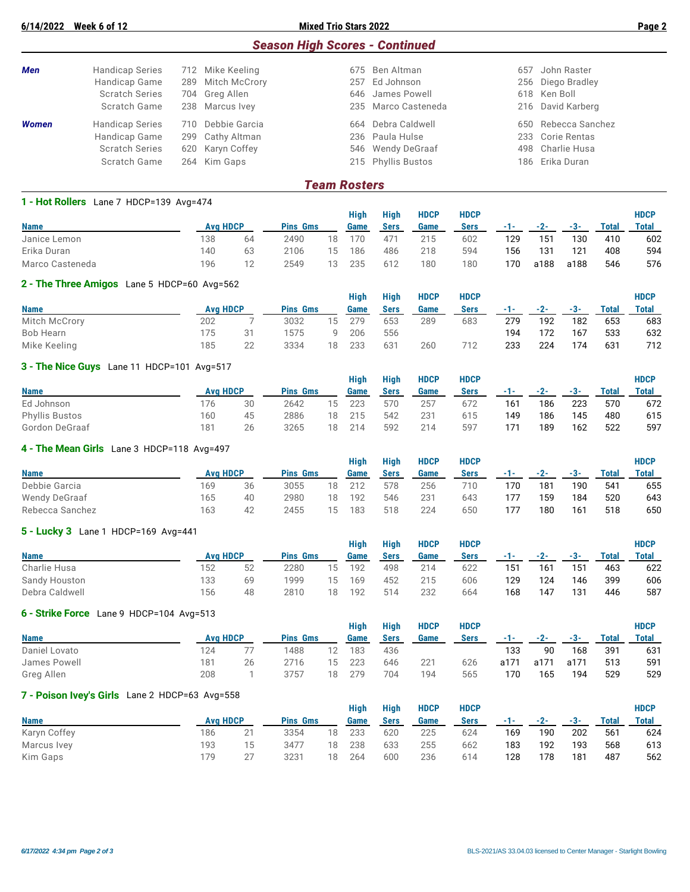## Season High Scores - Continued

| | | | | | | |
|---|---|---|---|---|---|---|
| **Men** | Handicap Series | 712 Mike Keeling | 675 Ben Altman | 657 John Raster |
| | Handicap Game | 289 Mitch McCrory | 257 Ed Johnson | 256 Diego Bradley |
| | Scratch Series | 704 Greg Allen | 646 James Powell | 618 Ken Boll |
| | Scratch Game | 238 Marcus Ivey | 235 Marco Casteneda | 216 David Karberg |
| **Women** | Handicap Series | 710 Debbie Garcia | 664 Debra Caldwell | 650 Rebecca Sanchez |
| | Handicap Game | 299 Cathy Altman | 236 Paula Hulse | 233 Corie Rentas |
| | Scratch Series | 620 Karyn Coffey | 546 Wendy DeGraaf | 498 Charlie Husa |
| | Scratch Game | 264 Kim Gaps | 215 Phyllis Bustos | 186 Erika Duran |

## Team Rosters

### 1 - Hot Rollers  Lane 7  HDCP=139  Avg=474

| Name | Avg | HDCP | Pins | Gms | High Game | High Sers | HDCP Game | HDCP Sers | -1- | -2- | -3- | Total | HDCP Total |
|---|---|---|---|---|---|---|---|---|---|---|---|---|---|
| Janice Lemon | 138 | 64 | 2490 | 18 | 170 | 471 | 215 | 602 | 129 | 151 | 130 | 410 | 602 |
| Erika Duran | 140 | 63 | 2106 | 15 | 186 | 486 | 218 | 594 | 156 | 131 | 121 | 408 | 594 |
| Marco Casteneda | 196 | 12 | 2549 | 13 | 235 | 612 | 180 | 180 | 170 | a188 | a188 | 546 | 576 |

### 2 - The Three Amigos  Lane 5  HDCP=60  Avg=562

| Name | Avg | HDCP | Pins | Gms | High Game | High Sers | HDCP Game | HDCP Sers | -1- | -2- | -3- | Total | HDCP Total |
|---|---|---|---|---|---|---|---|---|---|---|---|---|---|
| Mitch McCrory | 202 | 7 | 3032 | 15 | 279 | 653 | 289 | 683 | 279 | 192 | 182 | 653 | 683 |
| Bob Hearn | 175 | 31 | 1575 | 9 | 206 | 556 | | | 194 | 172 | 167 | 533 | 632 |
| Mike Keeling | 185 | 22 | 3334 | 18 | 233 | 631 | 260 | 712 | 233 | 224 | 174 | 631 | 712 |

### 3 - The Nice Guys  Lane 11  HDCP=101  Avg=517

| Name | Avg | HDCP | Pins | Gms | High Game | High Sers | HDCP Game | HDCP Sers | -1- | -2- | -3- | Total | HDCP Total |
|---|---|---|---|---|---|---|---|---|---|---|---|---|---|
| Ed Johnson | 176 | 30 | 2642 | 15 | 223 | 570 | 257 | 672 | 161 | 186 | 223 | 570 | 672 |
| Phyllis Bustos | 160 | 45 | 2886 | 18 | 215 | 542 | 231 | 615 | 149 | 186 | 145 | 480 | 615 |
| Gordon DeGraaf | 181 | 26 | 3265 | 18 | 214 | 592 | 214 | 597 | 171 | 189 | 162 | 522 | 597 |

### 4 - The Mean Girls  Lane 3  HDCP=118  Avg=497

| Name | Avg | HDCP | Pins | Gms | High Game | High Sers | HDCP Game | HDCP Sers | -1- | -2- | -3- | Total | HDCP Total |
|---|---|---|---|---|---|---|---|---|---|---|---|---|---|
| Debbie Garcia | 169 | 36 | 3055 | 18 | 212 | 578 | 256 | 710 | 170 | 181 | 190 | 541 | 655 |
| Wendy DeGraaf | 165 | 40 | 2980 | 18 | 192 | 546 | 231 | 643 | 177 | 159 | 184 | 520 | 643 |
| Rebecca Sanchez | 163 | 42 | 2455 | 15 | 183 | 518 | 224 | 650 | 177 | 180 | 161 | 518 | 650 |

### 5 - Lucky 3  Lane 1  HDCP=169  Avg=441

| Name | Avg | HDCP | Pins | Gms | High Game | High Sers | HDCP Game | HDCP Sers | -1- | -2- | -3- | Total | HDCP Total |
|---|---|---|---|---|---|---|---|---|---|---|---|---|---|
| Charlie Husa | 152 | 52 | 2280 | 15 | 192 | 498 | 214 | 622 | 151 | 161 | 151 | 463 | 622 |
| Sandy Houston | 133 | 69 | 1999 | 15 | 169 | 452 | 215 | 606 | 129 | 124 | 146 | 399 | 606 |
| Debra Caldwell | 156 | 48 | 2810 | 18 | 192 | 514 | 232 | 664 | 168 | 147 | 131 | 446 | 587 |

### 6 - Strike Force  Lane 9  HDCP=104  Avg=513

| Name | Avg | HDCP | Pins | Gms | High Game | High Sers | HDCP Game | HDCP Sers | -1- | -2- | -3- | Total | HDCP Total |
|---|---|---|---|---|---|---|---|---|---|---|---|---|---|
| Daniel Lovato | 124 | 77 | 1488 | 12 | 183 | 436 | | | 133 | 90 | 168 | 391 | 631 |
| James Powell | 181 | 26 | 2716 | 15 | 223 | 646 | 221 | 626 | a171 | a171 | a171 | 513 | 591 |
| Greg Allen | 208 | 1 | 3757 | 18 | 279 | 704 | 194 | 565 | 170 | 165 | 194 | 529 | 529 |

### 7 - Poison Ivey's Girls  Lane 2  HDCP=63  Avg=558

| Name | Avg | HDCP | Pins | Gms | High Game | High Sers | HDCP Game | HDCP Sers | -1- | -2- | -3- | Total | HDCP Total |
|---|---|---|---|---|---|---|---|---|---|---|---|---|---|
| Karyn Coffey | 186 | 21 | 3354 | 18 | 233 | 620 | 225 | 624 | 169 | 190 | 202 | 561 | 624 |
| Marcus Ivey | 193 | 15 | 3477 | 18 | 238 | 633 | 255 | 662 | 183 | 192 | 193 | 568 | 613 |
| Kim Gaps | 179 | 27 | 3231 | 18 | 264 | 600 | 236 | 614 | 128 | 178 | 181 | 487 | 562 |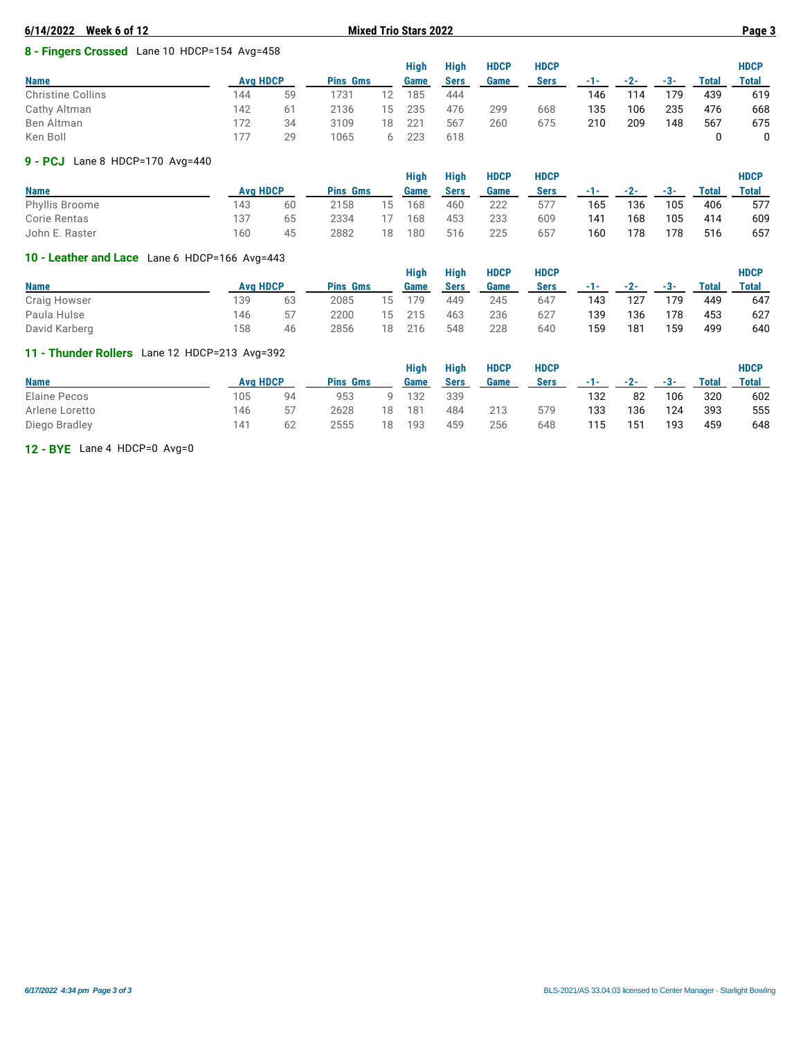## 8 - Fingers Crossed  Lane 10  HDCP=154  Avg=458

| Name | Avg | HDCP | Pins | Gms | High Game | High Sers | HDCP Game | HDCP Sers | -1- | -2- | -3- | Total | HDCP Total |
|---|---|---|---|---|---|---|---|---|---|---|---|---|---|
| Christine Collins | 144 | 59 | 1731 | 12 | 185 | 444 | | | 146 | 114 | 179 | 439 | 619 |
| Cathy Altman | 142 | 61 | 2136 | 15 | 235 | 476 | 299 | 668 | 135 | 106 | 235 | 476 | 668 |
| Ben Altman | 172 | 34 | 3109 | 18 | 221 | 567 | 260 | 675 | 210 | 209 | 148 | 567 | 675 |
| Ken Boll | 177 | 29 | 1065 | 6 | 223 | 618 | | | | | | 0 | 0 |

## 9 - PCJ  Lane 8  HDCP=170  Avg=440

| Name | Avg | HDCP | Pins | Gms | High Game | High Sers | HDCP Game | HDCP Sers | -1- | -2- | -3- | Total | HDCP Total |
|---|---|---|---|---|---|---|---|---|---|---|---|---|---|
| Phyllis Broome | 143 | 60 | 2158 | 15 | 168 | 460 | 222 | 577 | 165 | 136 | 105 | 406 | 577 |
| Corie Rentas | 137 | 65 | 2334 | 17 | 168 | 453 | 233 | 609 | 141 | 168 | 105 | 414 | 609 |
| John E. Raster | 160 | 45 | 2882 | 18 | 180 | 516 | 225 | 657 | 160 | 178 | 178 | 516 | 657 |

## 10 - Leather and Lace  Lane 6  HDCP=166  Avg=443

| Name | Avg | HDCP | Pins | Gms | High Game | High Sers | HDCP Game | HDCP Sers | -1- | -2- | -3- | Total | HDCP Total |
|---|---|---|---|---|---|---|---|---|---|---|---|---|---|
| Craig Howser | 139 | 63 | 2085 | 15 | 179 | 449 | 245 | 647 | 143 | 127 | 179 | 449 | 647 |
| Paula Hulse | 146 | 57 | 2200 | 15 | 215 | 463 | 236 | 627 | 139 | 136 | 178 | 453 | 627 |
| David Karberg | 158 | 46 | 2856 | 18 | 216 | 548 | 228 | 640 | 159 | 181 | 159 | 499 | 640 |

## 11 - Thunder Rollers  Lane 12  HDCP=213  Avg=392

| Name | Avg | HDCP | Pins | Gms | High Game | High Sers | HDCP Game | HDCP Sers | -1- | -2- | -3- | Total | HDCP Total |
|---|---|---|---|---|---|---|---|---|---|---|---|---|---|
| Elaine Pecos | 105 | 94 | 953 | 9 | 132 | 339 | | | 132 | 82 | 106 | 320 | 602 |
| Arlene Loretto | 146 | 57 | 2628 | 18 | 181 | 484 | 213 | 579 | 133 | 136 | 124 | 393 | 555 |
| Diego Bradley | 141 | 62 | 2555 | 18 | 193 | 459 | 256 | 648 | 115 | 151 | 193 | 459 | 648 |

## 12 - BYE  Lane 4  HDCP=0  Avg=0